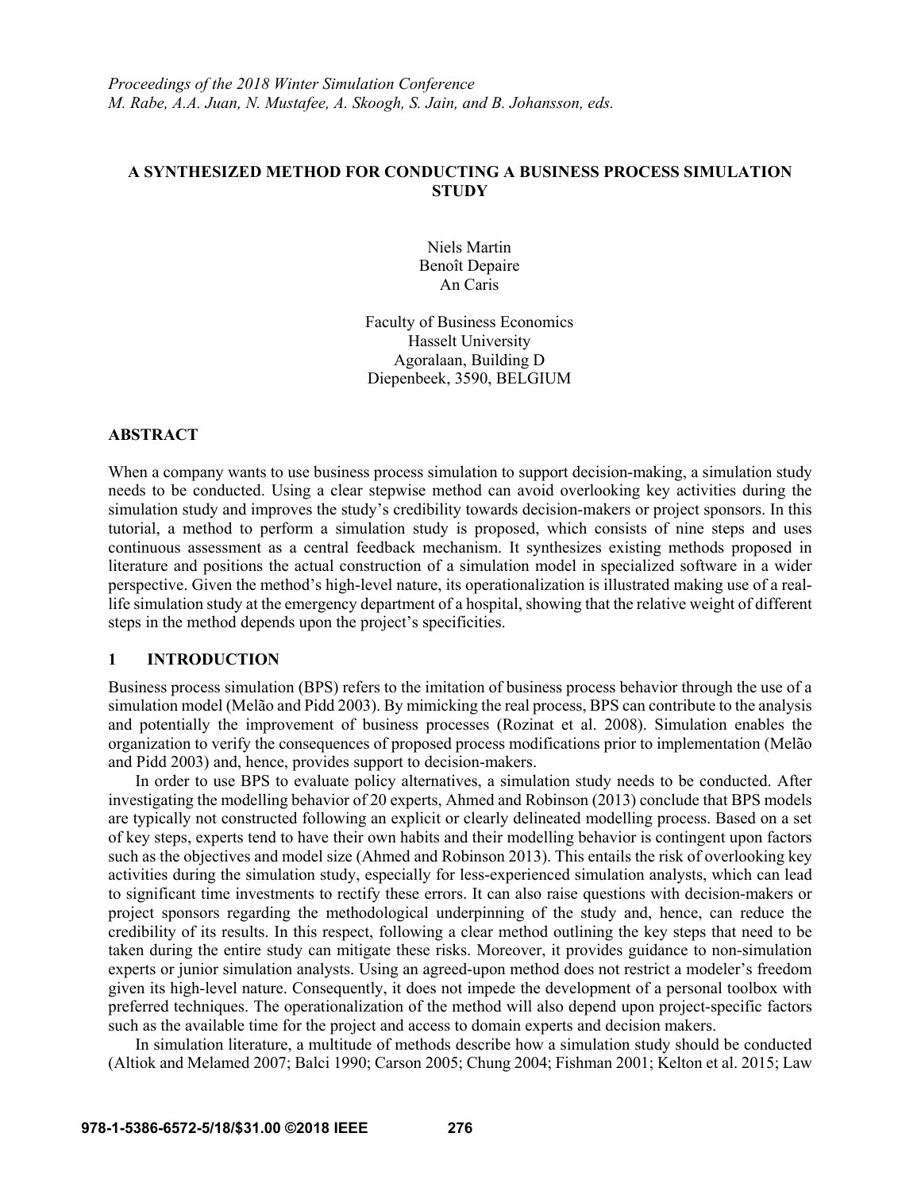*Proceedings of the 2018 Winter Simulation Conference*
*M. Rabe, A.A. Juan, N. Mustafee, A. Skoogh, S. Jain, and B. Johansson, eds.*

# A SYNTHESIZED METHOD FOR CONDUCTING A BUSINESS PROCESS SIMULATION STUDY

Niels Martin
Benoît Depaire
An Caris

Faculty of Business Economics
Hasselt University
Agoralaan, Building D
Diepenbeek, 3590, BELGIUM

## ABSTRACT

When a company wants to use business process simulation to support decision-making, a simulation study needs to be conducted. Using a clear stepwise method can avoid overlooking key activities during the simulation study and improves the study's credibility towards decision-makers or project sponsors. In this tutorial, a method to perform a simulation study is proposed, which consists of nine steps and uses continuous assessment as a central feedback mechanism. It synthesizes existing methods proposed in literature and positions the actual construction of a simulation model in specialized software in a wider perspective. Given the method's high-level nature, its operationalization is illustrated making use of a real-life simulation study at the emergency department of a hospital, showing that the relative weight of different steps in the method depends upon the project's specificities.

## 1 INTRODUCTION

Business process simulation (BPS) refers to the imitation of business process behavior through the use of a simulation model (Melão and Pidd 2003). By mimicking the real process, BPS can contribute to the analysis and potentially the improvement of business processes (Rozinat et al. 2008). Simulation enables the organization to verify the consequences of proposed process modifications prior to implementation (Melão and Pidd 2003) and, hence, provides support to decision-makers.

In order to use BPS to evaluate policy alternatives, a simulation study needs to be conducted. After investigating the modelling behavior of 20 experts, Ahmed and Robinson (2013) conclude that BPS models are typically not constructed following an explicit or clearly delineated modelling process. Based on a set of key steps, experts tend to have their own habits and their modelling behavior is contingent upon factors such as the objectives and model size (Ahmed and Robinson 2013). This entails the risk of overlooking key activities during the simulation study, especially for less-experienced simulation analysts, which can lead to significant time investments to rectify these errors. It can also raise questions with decision-makers or project sponsors regarding the methodological underpinning of the study and, hence, can reduce the credibility of its results. In this respect, following a clear method outlining the key steps that need to be taken during the entire study can mitigate these risks. Moreover, it provides guidance to non-simulation experts or junior simulation analysts. Using an agreed-upon method does not restrict a modeler's freedom given its high-level nature. Consequently, it does not impede the development of a personal toolbox with preferred techniques. The operationalization of the method will also depend upon project-specific factors such as the available time for the project and access to domain experts and decision makers.

In simulation literature, a multitude of methods describe how a simulation study should be conducted (Altiok and Melamed 2007; Balci 1990; Carson 2005; Chung 2004; Fishman 2001; Kelton et al. 2015; Law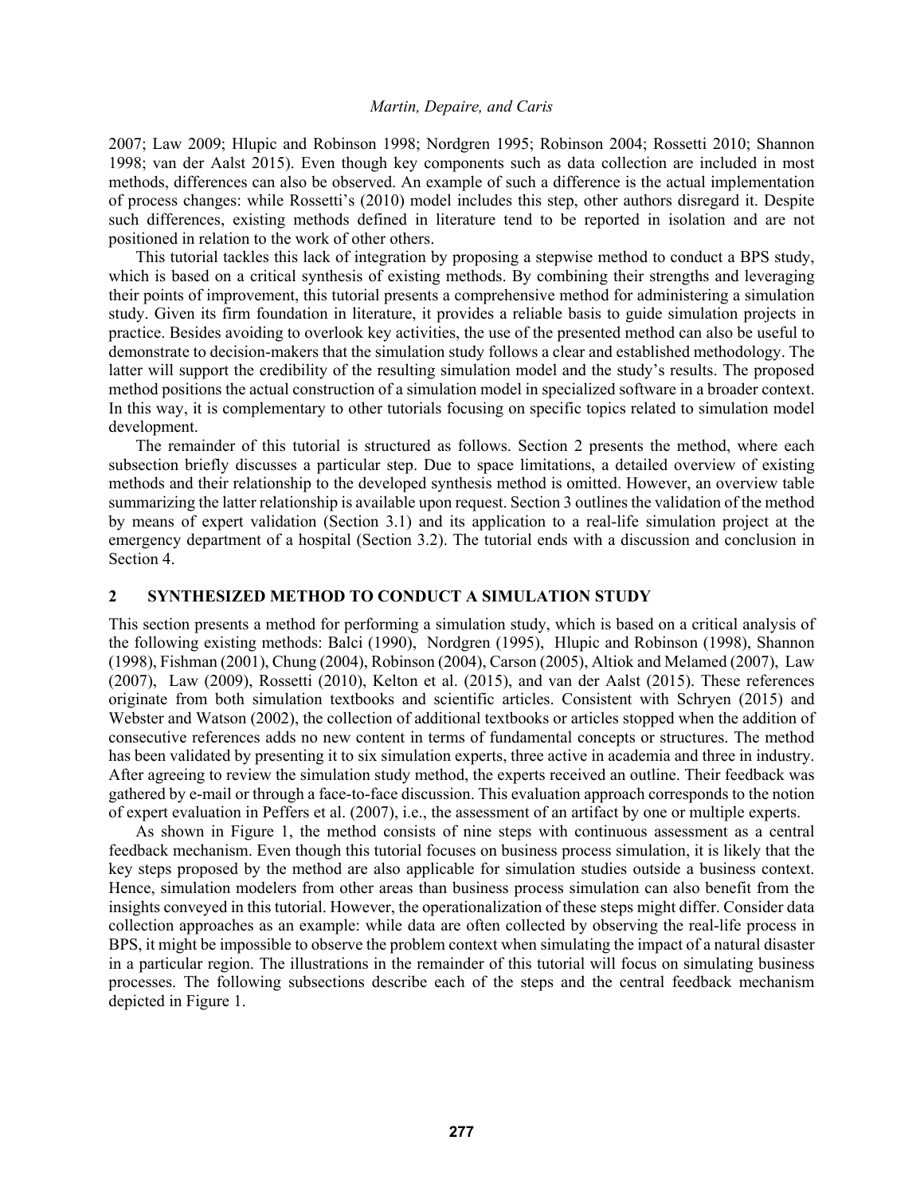2007; Law 2009; Hlupic and Robinson 1998; Nordgren 1995; Robinson 2004; Rossetti 2010; Shannon 1998; van der Aalst 2015). Even though key components such as data collection are included in most methods, differences can also be observed. An example of such a difference is the actual implementation of process changes: while Rossetti's (2010) model includes this step, other authors disregard it. Despite such differences, existing methods defined in literature tend to be reported in isolation and are not positioned in relation to the work of other others.

This tutorial tackles this lack of integration by proposing a stepwise method to conduct a BPS study, which is based on a critical synthesis of existing methods. By combining their strengths and leveraging their points of improvement, this tutorial presents a comprehensive method for administering a simulation study. Given its firm foundation in literature, it provides a reliable basis to guide simulation projects in practice. Besides avoiding to overlook key activities, the use of the presented method can also be useful to demonstrate to decision-makers that the simulation study follows a clear and established methodology. The latter will support the credibility of the resulting simulation model and the study's results. The proposed method positions the actual construction of a simulation model in specialized software in a broader context. In this way, it is complementary to other tutorials focusing on specific topics related to simulation model development.

The remainder of this tutorial is structured as follows. Section 2 presents the method, where each subsection briefly discusses a particular step. Due to space limitations, a detailed overview of existing methods and their relationship to the developed synthesis method is omitted. However, an overview table summarizing the latter relationship is available upon request. Section 3 outlines the validation of the method by means of expert validation (Section 3.1) and its application to a real-life simulation project at the emergency department of a hospital (Section 3.2). The tutorial ends with a discussion and conclusion in Section 4.

## 2 SYNTHESIZED METHOD TO CONDUCT A SIMULATION STUDY

This section presents a method for performing a simulation study, which is based on a critical analysis of the following existing methods: Balci (1990), Nordgren (1995), Hlupic and Robinson (1998), Shannon (1998), Fishman (2001), Chung (2004), Robinson (2004), Carson (2005), Altiok and Melamed (2007), Law (2007), Law (2009), Rossetti (2010), Kelton et al. (2015), and van der Aalst (2015). These references originate from both simulation textbooks and scientific articles. Consistent with Schryen (2015) and Webster and Watson (2002), the collection of additional textbooks or articles stopped when the addition of consecutive references adds no new content in terms of fundamental concepts or structures. The method has been validated by presenting it to six simulation experts, three active in academia and three in industry. After agreeing to review the simulation study method, the experts received an outline. Their feedback was gathered by e-mail or through a face-to-face discussion. This evaluation approach corresponds to the notion of expert evaluation in Peffers et al. (2007), i.e., the assessment of an artifact by one or multiple experts.

As shown in Figure 1, the method consists of nine steps with continuous assessment as a central feedback mechanism. Even though this tutorial focuses on business process simulation, it is likely that the key steps proposed by the method are also applicable for simulation studies outside a business context. Hence, simulation modelers from other areas than business process simulation can also benefit from the insights conveyed in this tutorial. However, the operationalization of these steps might differ. Consider data collection approaches as an example: while data are often collected by observing the real-life process in BPS, it might be impossible to observe the problem context when simulating the impact of a natural disaster in a particular region. The illustrations in the remainder of this tutorial will focus on simulating business processes. The following subsections describe each of the steps and the central feedback mechanism depicted in Figure 1.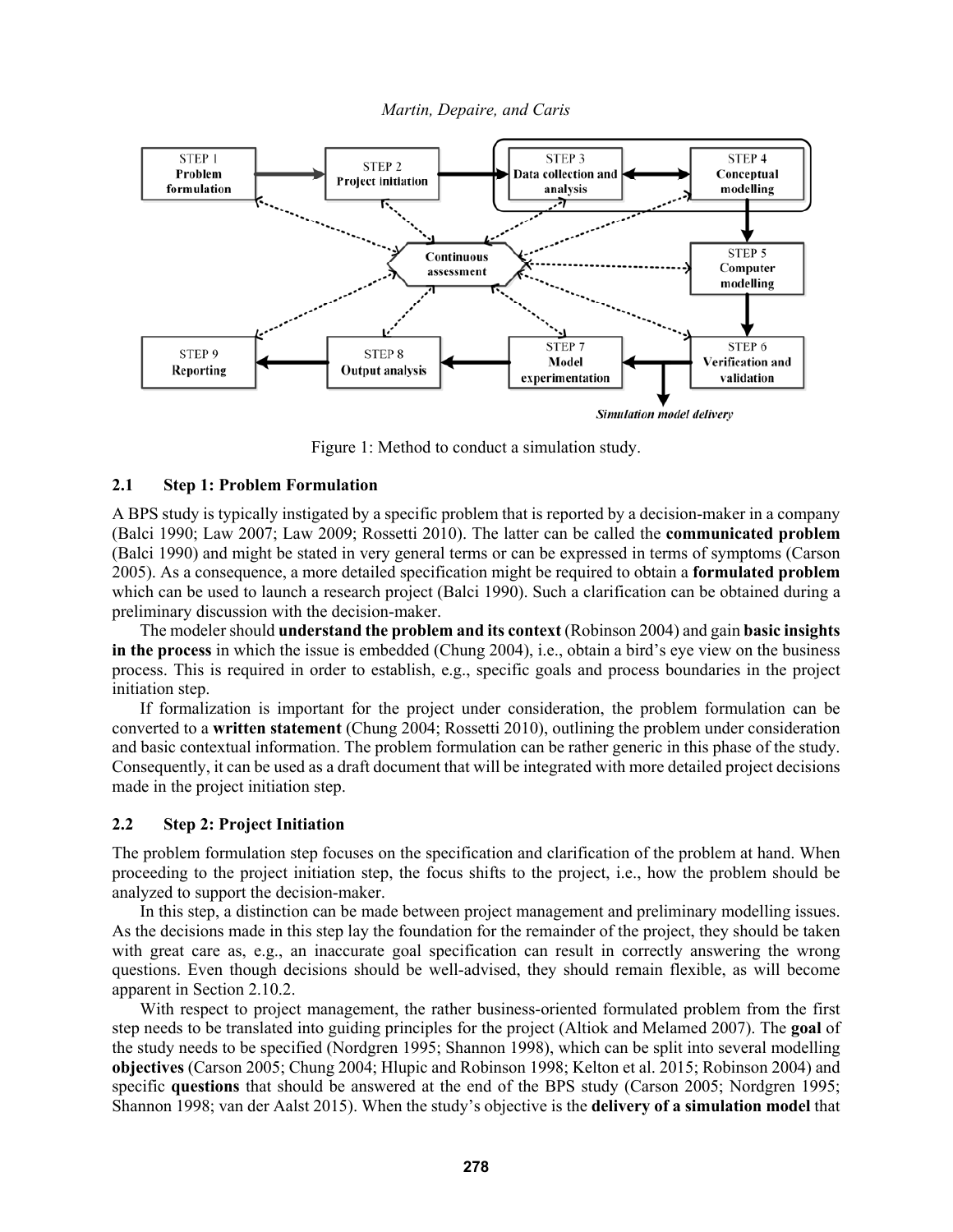STEP 1
Problem formulation

STEP 2
Project initiation

STEP 3
Data collection and analysis

STEP 4
Conceptual modelling

Continuous assessment

STEP 5
Computer modelling

STEP 9
Reporting

STEP 8
Output analysis

STEP 7
Model experimentation

STEP 6
Verification and validation

*Simulation model delivery*

Figure 1: Method to conduct a simulation study.

### 2.1 Step 1: Problem Formulation

A BPS study is typically instigated by a specific problem that is reported by a decision-maker in a company (Balci 1990; Law 2007; Law 2009; Rossetti 2010). The latter can be called the **communicated problem** (Balci 1990) and might be stated in very general terms or can be expressed in terms of symptoms (Carson 2005). As a consequence, a more detailed specification might be required to obtain a **formulated problem** which can be used to launch a research project (Balci 1990). Such a clarification can be obtained during a preliminary discussion with the decision-maker.

The modeler should **understand the problem and its context** (Robinson 2004) and gain **basic insights in the process** in which the issue is embedded (Chung 2004), i.e., obtain a bird's eye view on the business process. This is required in order to establish, e.g., specific goals and process boundaries in the project initiation step.

If formalization is important for the project under consideration, the problem formulation can be converted to a **written statement** (Chung 2004; Rossetti 2010), outlining the problem under consideration and basic contextual information. The problem formulation can be rather generic in this phase of the study. Consequently, it can be used as a draft document that will be integrated with more detailed project decisions made in the project initiation step.

### 2.2 Step 2: Project Initiation

The problem formulation step focuses on the specification and clarification of the problem at hand. When proceeding to the project initiation step, the focus shifts to the project, i.e., how the problem should be analyzed to support the decision-maker.

In this step, a distinction can be made between project management and preliminary modelling issues. As the decisions made in this step lay the foundation for the remainder of the project, they should be taken with great care as, e.g., an inaccurate goal specification can result in correctly answering the wrong questions. Even though decisions should be well-advised, they should remain flexible, as will become apparent in Section 2.10.2.

With respect to project management, the rather business-oriented formulated problem from the first step needs to be translated into guiding principles for the project (Altiok and Melamed 2007). The **goal** of the study needs to be specified (Nordgren 1995; Shannon 1998), which can be split into several modelling **objectives** (Carson 2005; Chung 2004; Hlupic and Robinson 1998; Kelton et al. 2015; Robinson 2004) and specific **questions** that should be answered at the end of the BPS study (Carson 2005; Nordgren 1995; Shannon 1998; van der Aalst 2015). When the study's objective is the **delivery of a simulation model** that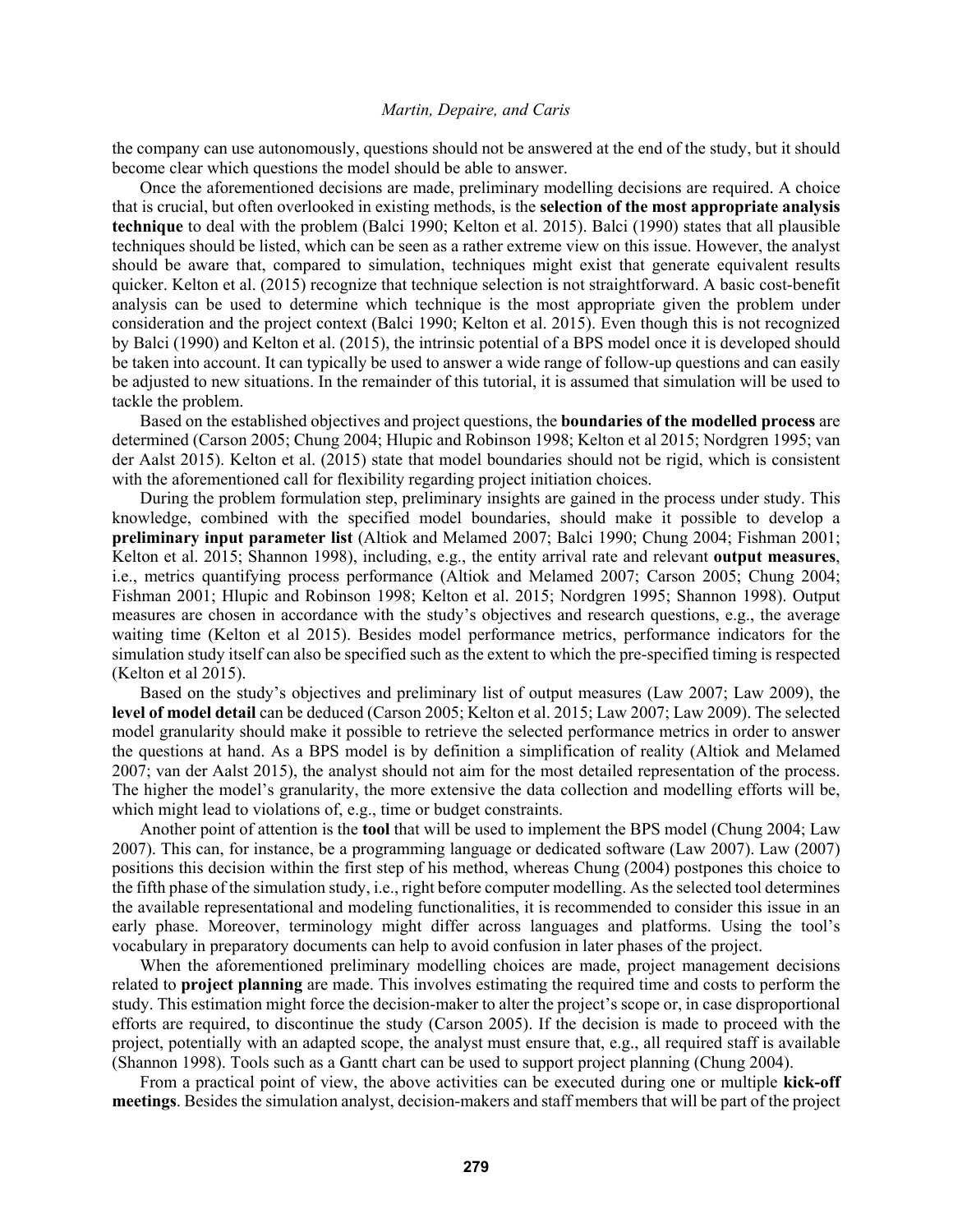the company can use autonomously, questions should not be answered at the end of the study, but it should become clear which questions the model should be able to answer.

Once the aforementioned decisions are made, preliminary modelling decisions are required. A choice that is crucial, but often overlooked in existing methods, is the **selection of the most appropriate analysis technique** to deal with the problem (Balci 1990; Kelton et al. 2015). Balci (1990) states that all plausible techniques should be listed, which can be seen as a rather extreme view on this issue. However, the analyst should be aware that, compared to simulation, techniques might exist that generate equivalent results quicker. Kelton et al. (2015) recognize that technique selection is not straightforward. A basic cost-benefit analysis can be used to determine which technique is the most appropriate given the problem under consideration and the project context (Balci 1990; Kelton et al. 2015). Even though this is not recognized by Balci (1990) and Kelton et al. (2015), the intrinsic potential of a BPS model once it is developed should be taken into account. It can typically be used to answer a wide range of follow-up questions and can easily be adjusted to new situations. In the remainder of this tutorial, it is assumed that simulation will be used to tackle the problem.

Based on the established objectives and project questions, the **boundaries of the modelled process** are determined (Carson 2005; Chung 2004; Hlupic and Robinson 1998; Kelton et al 2015; Nordgren 1995; van der Aalst 2015). Kelton et al. (2015) state that model boundaries should not be rigid, which is consistent with the aforementioned call for flexibility regarding project initiation choices.

During the problem formulation step, preliminary insights are gained in the process under study. This knowledge, combined with the specified model boundaries, should make it possible to develop a **preliminary input parameter list** (Altiok and Melamed 2007; Balci 1990; Chung 2004; Fishman 2001; Kelton et al. 2015; Shannon 1998), including, e.g., the entity arrival rate and relevant **output measures**, i.e., metrics quantifying process performance (Altiok and Melamed 2007; Carson 2005; Chung 2004; Fishman 2001; Hlupic and Robinson 1998; Kelton et al. 2015; Nordgren 1995; Shannon 1998). Output measures are chosen in accordance with the study's objectives and research questions, e.g., the average waiting time (Kelton et al 2015). Besides model performance metrics, performance indicators for the simulation study itself can also be specified such as the extent to which the pre-specified timing is respected (Kelton et al 2015).

Based on the study's objectives and preliminary list of output measures (Law 2007; Law 2009), the **level of model detail** can be deduced (Carson 2005; Kelton et al. 2015; Law 2007; Law 2009). The selected model granularity should make it possible to retrieve the selected performance metrics in order to answer the questions at hand. As a BPS model is by definition a simplification of reality (Altiok and Melamed 2007; van der Aalst 2015), the analyst should not aim for the most detailed representation of the process. The higher the model's granularity, the more extensive the data collection and modelling efforts will be, which might lead to violations of, e.g., time or budget constraints.

Another point of attention is the **tool** that will be used to implement the BPS model (Chung 2004; Law 2007). This can, for instance, be a programming language or dedicated software (Law 2007). Law (2007) positions this decision within the first step of his method, whereas Chung (2004) postpones this choice to the fifth phase of the simulation study, i.e., right before computer modelling. As the selected tool determines the available representational and modeling functionalities, it is recommended to consider this issue in an early phase. Moreover, terminology might differ across languages and platforms. Using the tool's vocabulary in preparatory documents can help to avoid confusion in later phases of the project.

When the aforementioned preliminary modelling choices are made, project management decisions related to **project planning** are made. This involves estimating the required time and costs to perform the study. This estimation might force the decision-maker to alter the project's scope or, in case disproportional efforts are required, to discontinue the study (Carson 2005). If the decision is made to proceed with the project, potentially with an adapted scope, the analyst must ensure that, e.g., all required staff is available (Shannon 1998). Tools such as a Gantt chart can be used to support project planning (Chung 2004).

From a practical point of view, the above activities can be executed during one or multiple **kick-off meetings**. Besides the simulation analyst, decision-makers and staff members that will be part of the project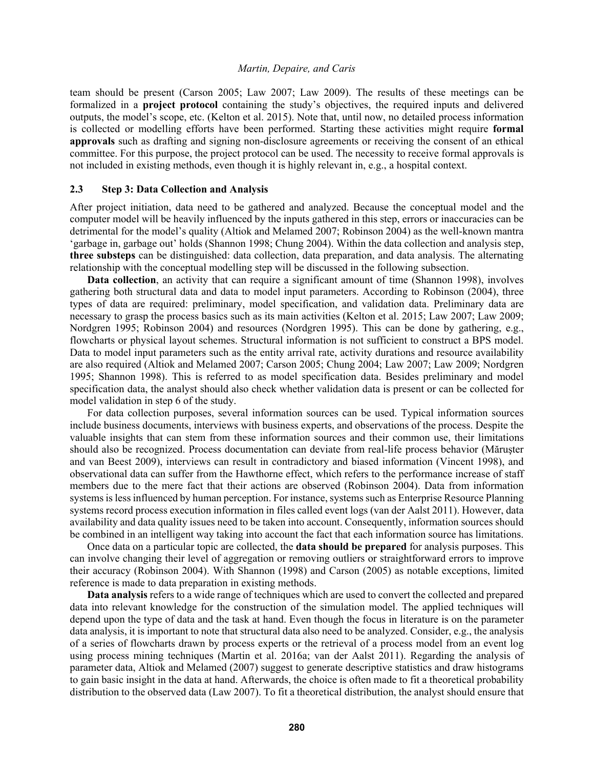team should be present (Carson 2005; Law 2007; Law 2009). The results of these meetings can be formalized in a **project protocol** containing the study's objectives, the required inputs and delivered outputs, the model's scope, etc. (Kelton et al. 2015). Note that, until now, no detailed process information is collected or modelling efforts have been performed. Starting these activities might require **formal approvals** such as drafting and signing non-disclosure agreements or receiving the consent of an ethical committee. For this purpose, the project protocol can be used. The necessity to receive formal approvals is not included in existing methods, even though it is highly relevant in, e.g., a hospital context.

### 2.3 Step 3: Data Collection and Analysis

After project initiation, data need to be gathered and analyzed. Because the conceptual model and the computer model will be heavily influenced by the inputs gathered in this step, errors or inaccuracies can be detrimental for the model's quality (Altiok and Melamed 2007; Robinson 2004) as the well-known mantra 'garbage in, garbage out' holds (Shannon 1998; Chung 2004). Within the data collection and analysis step, **three substeps** can be distinguished: data collection, data preparation, and data analysis. The alternating relationship with the conceptual modelling step will be discussed in the following subsection.

**Data collection**, an activity that can require a significant amount of time (Shannon 1998), involves gathering both structural data and data to model input parameters. According to Robinson (2004), three types of data are required: preliminary, model specification, and validation data. Preliminary data are necessary to grasp the process basics such as its main activities (Kelton et al. 2015; Law 2007; Law 2009; Nordgren 1995; Robinson 2004) and resources (Nordgren 1995). This can be done by gathering, e.g., flowcharts or physical layout schemes. Structural information is not sufficient to construct a BPS model. Data to model input parameters such as the entity arrival rate, activity durations and resource availability are also required (Altiok and Melamed 2007; Carson 2005; Chung 2004; Law 2007; Law 2009; Nordgren 1995; Shannon 1998). This is referred to as model specification data. Besides preliminary and model specification data, the analyst should also check whether validation data is present or can be collected for model validation in step 6 of the study.

For data collection purposes, several information sources can be used. Typical information sources include business documents, interviews with business experts, and observations of the process. Despite the valuable insights that can stem from these information sources and their common use, their limitations should also be recognized. Process documentation can deviate from real-life process behavior (Măruşter and van Beest 2009), interviews can result in contradictory and biased information (Vincent 1998), and observational data can suffer from the Hawthorne effect, which refers to the performance increase of staff members due to the mere fact that their actions are observed (Robinson 2004). Data from information systems is less influenced by human perception. For instance, systems such as Enterprise Resource Planning systems record process execution information in files called event logs (van der Aalst 2011). However, data availability and data quality issues need to be taken into account. Consequently, information sources should be combined in an intelligent way taking into account the fact that each information source has limitations.

Once data on a particular topic are collected, the **data should be prepared** for analysis purposes. This can involve changing their level of aggregation or removing outliers or straightforward errors to improve their accuracy (Robinson 2004). With Shannon (1998) and Carson (2005) as notable exceptions, limited reference is made to data preparation in existing methods.

**Data analysis** refers to a wide range of techniques which are used to convert the collected and prepared data into relevant knowledge for the construction of the simulation model. The applied techniques will depend upon the type of data and the task at hand. Even though the focus in literature is on the parameter data analysis, it is important to note that structural data also need to be analyzed. Consider, e.g., the analysis of a series of flowcharts drawn by process experts or the retrieval of a process model from an event log using process mining techniques (Martin et al. 2016a; van der Aalst 2011). Regarding the analysis of parameter data, Altiok and Melamed (2007) suggest to generate descriptive statistics and draw histograms to gain basic insight in the data at hand. Afterwards, the choice is often made to fit a theoretical probability distribution to the observed data (Law 2007). To fit a theoretical distribution, the analyst should ensure that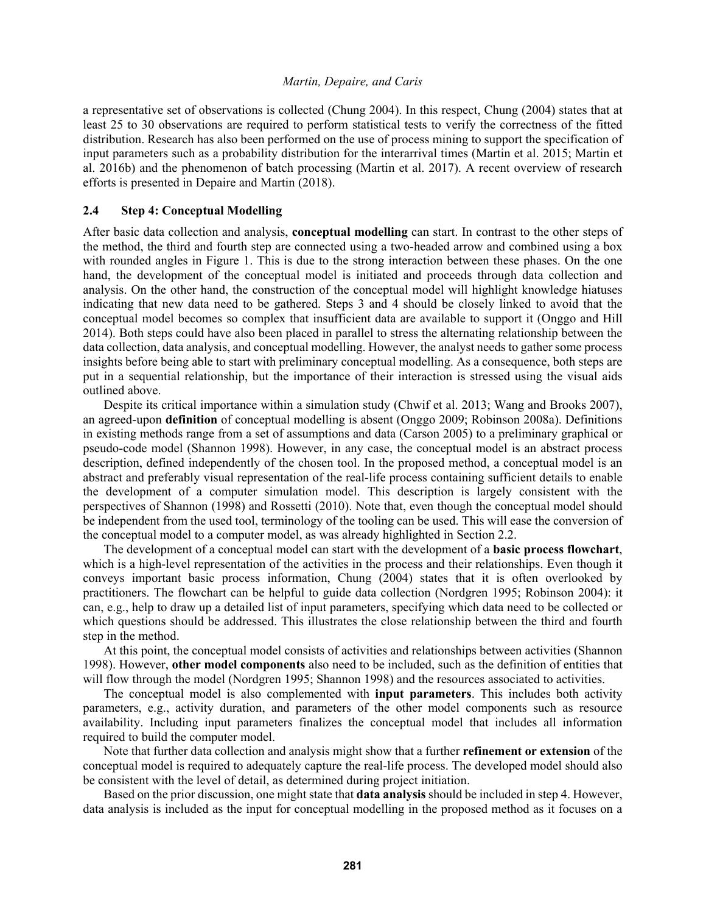a representative set of observations is collected (Chung 2004). In this respect, Chung (2004) states that at least 25 to 30 observations are required to perform statistical tests to verify the correctness of the fitted distribution. Research has also been performed on the use of process mining to support the specification of input parameters such as a probability distribution for the interarrival times (Martin et al. 2015; Martin et al. 2016b) and the phenomenon of batch processing (Martin et al. 2017). A recent overview of research efforts is presented in Depaire and Martin (2018).

### 2.4 Step 4: Conceptual Modelling

After basic data collection and analysis, **conceptual modelling** can start. In contrast to the other steps of the method, the third and fourth step are connected using a two-headed arrow and combined using a box with rounded angles in Figure 1. This is due to the strong interaction between these phases. On the one hand, the development of the conceptual model is initiated and proceeds through data collection and analysis. On the other hand, the construction of the conceptual model will highlight knowledge hiatuses indicating that new data need to be gathered. Steps 3 and 4 should be closely linked to avoid that the conceptual model becomes so complex that insufficient data are available to support it (Onggo and Hill 2014). Both steps could have also been placed in parallel to stress the alternating relationship between the data collection, data analysis, and conceptual modelling. However, the analyst needs to gather some process insights before being able to start with preliminary conceptual modelling. As a consequence, both steps are put in a sequential relationship, but the importance of their interaction is stressed using the visual aids outlined above.

Despite its critical importance within a simulation study (Chwif et al. 2013; Wang and Brooks 2007), an agreed-upon **definition** of conceptual modelling is absent (Onggo 2009; Robinson 2008a). Definitions in existing methods range from a set of assumptions and data (Carson 2005) to a preliminary graphical or pseudo-code model (Shannon 1998). However, in any case, the conceptual model is an abstract process description, defined independently of the chosen tool. In the proposed method, a conceptual model is an abstract and preferably visual representation of the real-life process containing sufficient details to enable the development of a computer simulation model. This description is largely consistent with the perspectives of Shannon (1998) and Rossetti (2010). Note that, even though the conceptual model should be independent from the used tool, terminology of the tooling can be used. This will ease the conversion of the conceptual model to a computer model, as was already highlighted in Section 2.2.

The development of a conceptual model can start with the development of a **basic process flowchart**, which is a high-level representation of the activities in the process and their relationships. Even though it conveys important basic process information, Chung (2004) states that it is often overlooked by practitioners. The flowchart can be helpful to guide data collection (Nordgren 1995; Robinson 2004): it can, e.g., help to draw up a detailed list of input parameters, specifying which data need to be collected or which questions should be addressed. This illustrates the close relationship between the third and fourth step in the method.

At this point, the conceptual model consists of activities and relationships between activities (Shannon 1998). However, **other model components** also need to be included, such as the definition of entities that will flow through the model (Nordgren 1995; Shannon 1998) and the resources associated to activities.

The conceptual model is also complemented with **input parameters**. This includes both activity parameters, e.g., activity duration, and parameters of the other model components such as resource availability. Including input parameters finalizes the conceptual model that includes all information required to build the computer model.

Note that further data collection and analysis might show that a further **refinement or extension** of the conceptual model is required to adequately capture the real-life process. The developed model should also be consistent with the level of detail, as determined during project initiation.

Based on the prior discussion, one might state that **data analysis** should be included in step 4. However, data analysis is included as the input for conceptual modelling in the proposed method as it focuses on a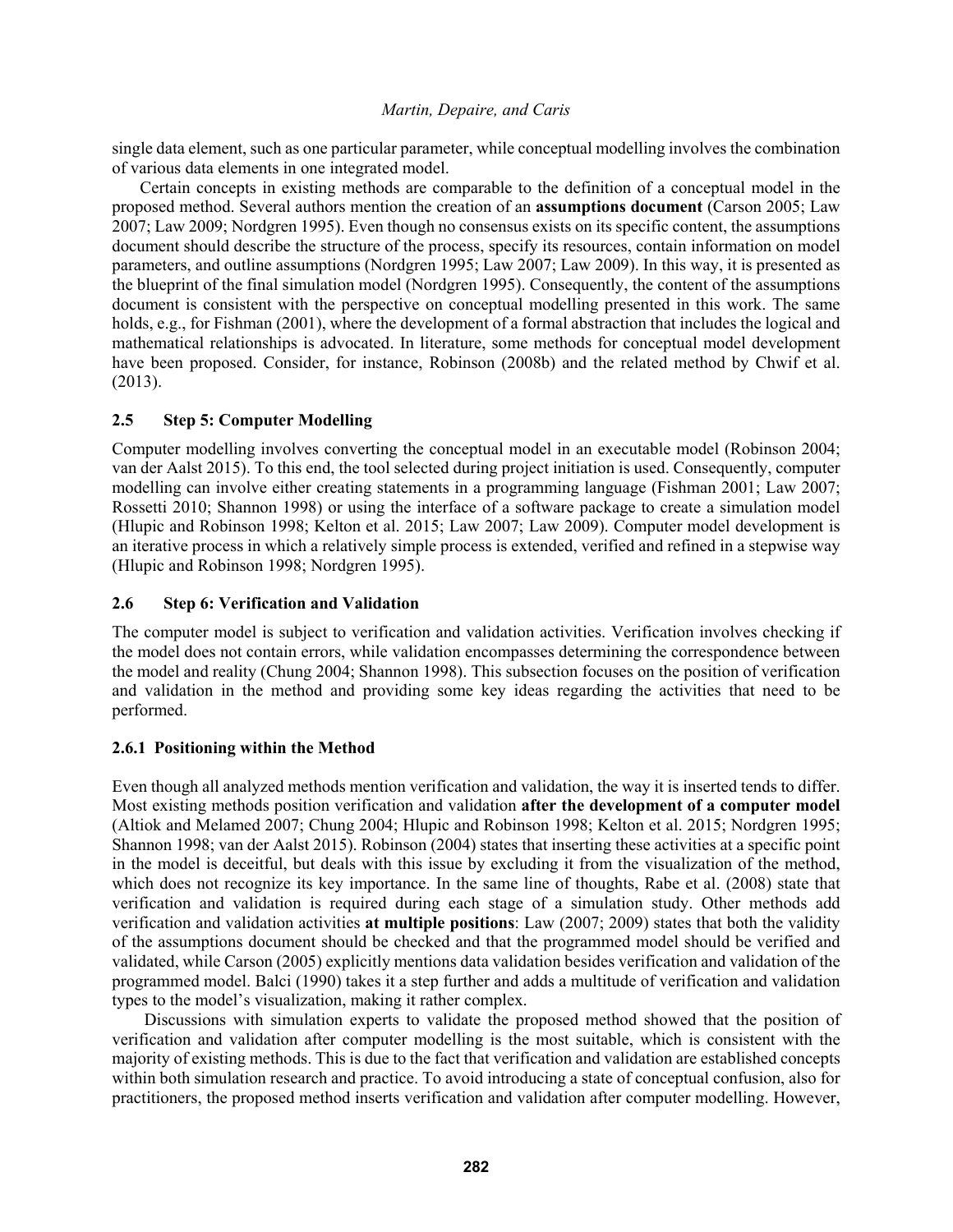single data element, such as one particular parameter, while conceptual modelling involves the combination of various data elements in one integrated model.

Certain concepts in existing methods are comparable to the definition of a conceptual model in the proposed method. Several authors mention the creation of an **assumptions document** (Carson 2005; Law 2007; Law 2009; Nordgren 1995). Even though no consensus exists on its specific content, the assumptions document should describe the structure of the process, specify its resources, contain information on model parameters, and outline assumptions (Nordgren 1995; Law 2007; Law 2009). In this way, it is presented as the blueprint of the final simulation model (Nordgren 1995). Consequently, the content of the assumptions document is consistent with the perspective on conceptual modelling presented in this work. The same holds, e.g., for Fishman (2001), where the development of a formal abstraction that includes the logical and mathematical relationships is advocated. In literature, some methods for conceptual model development have been proposed. Consider, for instance, Robinson (2008b) and the related method by Chwif et al. (2013).

## 2.5 Step 5: Computer Modelling

Computer modelling involves converting the conceptual model in an executable model (Robinson 2004; van der Aalst 2015). To this end, the tool selected during project initiation is used. Consequently, computer modelling can involve either creating statements in a programming language (Fishman 2001; Law 2007; Rossetti 2010; Shannon 1998) or using the interface of a software package to create a simulation model (Hlupic and Robinson 1998; Kelton et al. 2015; Law 2007; Law 2009). Computer model development is an iterative process in which a relatively simple process is extended, verified and refined in a stepwise way (Hlupic and Robinson 1998; Nordgren 1995).

## 2.6 Step 6: Verification and Validation

The computer model is subject to verification and validation activities. Verification involves checking if the model does not contain errors, while validation encompasses determining the correspondence between the model and reality (Chung 2004; Shannon 1998). This subsection focuses on the position of verification and validation in the method and providing some key ideas regarding the activities that need to be performed.

### 2.6.1 Positioning within the Method

Even though all analyzed methods mention verification and validation, the way it is inserted tends to differ. Most existing methods position verification and validation **after the development of a computer model** (Altiok and Melamed 2007; Chung 2004; Hlupic and Robinson 1998; Kelton et al. 2015; Nordgren 1995; Shannon 1998; van der Aalst 2015). Robinson (2004) states that inserting these activities at a specific point in the model is deceitful, but deals with this issue by excluding it from the visualization of the method, which does not recognize its key importance. In the same line of thoughts, Rabe et al. (2008) state that verification and validation is required during each stage of a simulation study. Other methods add verification and validation activities **at multiple positions**: Law (2007; 2009) states that both the validity of the assumptions document should be checked and that the programmed model should be verified and validated, while Carson (2005) explicitly mentions data validation besides verification and validation of the programmed model. Balci (1990) takes it a step further and adds a multitude of verification and validation types to the model's visualization, making it rather complex.

Discussions with simulation experts to validate the proposed method showed that the position of verification and validation after computer modelling is the most suitable, which is consistent with the majority of existing methods. This is due to the fact that verification and validation are established concepts within both simulation research and practice. To avoid introducing a state of conceptual confusion, also for practitioners, the proposed method inserts verification and validation after computer modelling. However,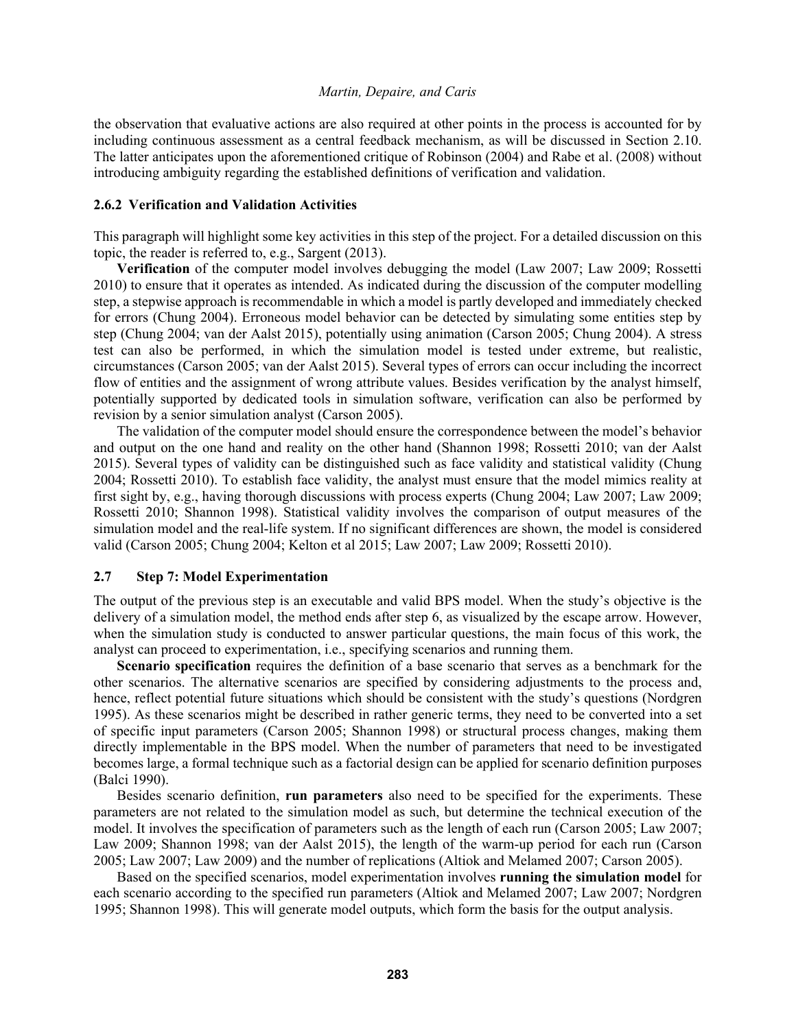the observation that evaluative actions are also required at other points in the process is accounted for by including continuous assessment as a central feedback mechanism, as will be discussed in Section 2.10. The latter anticipates upon the aforementioned critique of Robinson (2004) and Rabe et al. (2008) without introducing ambiguity regarding the established definitions of verification and validation.

### 2.6.2 Verification and Validation Activities

This paragraph will highlight some key activities in this step of the project. For a detailed discussion on this topic, the reader is referred to, e.g., Sargent (2013).

**Verification** of the computer model involves debugging the model (Law 2007; Law 2009; Rossetti 2010) to ensure that it operates as intended. As indicated during the discussion of the computer modelling step, a stepwise approach is recommendable in which a model is partly developed and immediately checked for errors (Chung 2004). Erroneous model behavior can be detected by simulating some entities step by step (Chung 2004; van der Aalst 2015), potentially using animation (Carson 2005; Chung 2004). A stress test can also be performed, in which the simulation model is tested under extreme, but realistic, circumstances (Carson 2005; van der Aalst 2015). Several types of errors can occur including the incorrect flow of entities and the assignment of wrong attribute values. Besides verification by the analyst himself, potentially supported by dedicated tools in simulation software, verification can also be performed by revision by a senior simulation analyst (Carson 2005).

The validation of the computer model should ensure the correspondence between the model's behavior and output on the one hand and reality on the other hand (Shannon 1998; Rossetti 2010; van der Aalst 2015). Several types of validity can be distinguished such as face validity and statistical validity (Chung 2004; Rossetti 2010). To establish face validity, the analyst must ensure that the model mimics reality at first sight by, e.g., having thorough discussions with process experts (Chung 2004; Law 2007; Law 2009; Rossetti 2010; Shannon 1998). Statistical validity involves the comparison of output measures of the simulation model and the real-life system. If no significant differences are shown, the model is considered valid (Carson 2005; Chung 2004; Kelton et al 2015; Law 2007; Law 2009; Rossetti 2010).

## 2.7 Step 7: Model Experimentation

The output of the previous step is an executable and valid BPS model. When the study's objective is the delivery of a simulation model, the method ends after step 6, as visualized by the escape arrow. However, when the simulation study is conducted to answer particular questions, the main focus of this work, the analyst can proceed to experimentation, i.e., specifying scenarios and running them.

**Scenario specification** requires the definition of a base scenario that serves as a benchmark for the other scenarios. The alternative scenarios are specified by considering adjustments to the process and, hence, reflect potential future situations which should be consistent with the study's questions (Nordgren 1995). As these scenarios might be described in rather generic terms, they need to be converted into a set of specific input parameters (Carson 2005; Shannon 1998) or structural process changes, making them directly implementable in the BPS model. When the number of parameters that need to be investigated becomes large, a formal technique such as a factorial design can be applied for scenario definition purposes (Balci 1990).

Besides scenario definition, **run parameters** also need to be specified for the experiments. These parameters are not related to the simulation model as such, but determine the technical execution of the model. It involves the specification of parameters such as the length of each run (Carson 2005; Law 2007; Law 2009; Shannon 1998; van der Aalst 2015), the length of the warm-up period for each run (Carson 2005; Law 2007; Law 2009) and the number of replications (Altiok and Melamed 2007; Carson 2005).

Based on the specified scenarios, model experimentation involves **running the simulation model** for each scenario according to the specified run parameters (Altiok and Melamed 2007; Law 2007; Nordgren 1995; Shannon 1998). This will generate model outputs, which form the basis for the output analysis.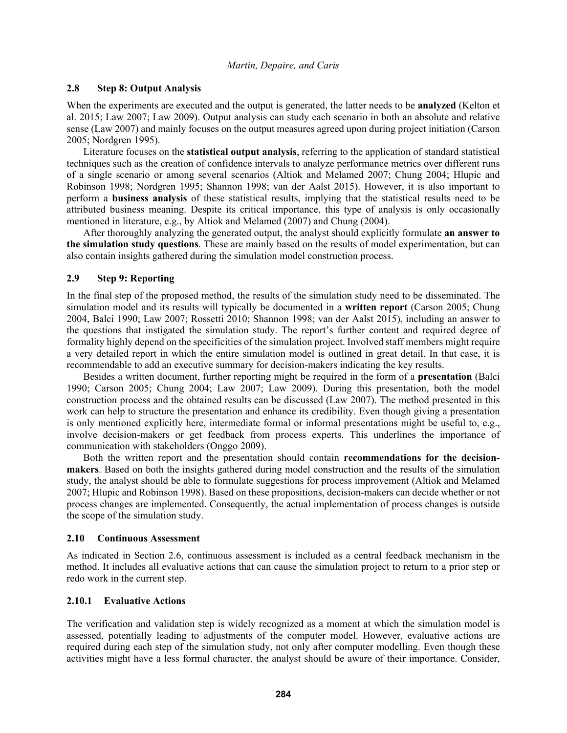## 2.8 Step 8: Output Analysis

When the experiments are executed and the output is generated, the latter needs to be **analyzed** (Kelton et al. 2015; Law 2007; Law 2009). Output analysis can study each scenario in both an absolute and relative sense (Law 2007) and mainly focuses on the output measures agreed upon during project initiation (Carson 2005; Nordgren 1995).

Literature focuses on the **statistical output analysis**, referring to the application of standard statistical techniques such as the creation of confidence intervals to analyze performance metrics over different runs of a single scenario or among several scenarios (Altiok and Melamed 2007; Chung 2004; Hlupic and Robinson 1998; Nordgren 1995; Shannon 1998; van der Aalst 2015). However, it is also important to perform a **business analysis** of these statistical results, implying that the statistical results need to be attributed business meaning. Despite its critical importance, this type of analysis is only occasionally mentioned in literature, e.g., by Altiok and Melamed (2007) and Chung (2004).

After thoroughly analyzing the generated output, the analyst should explicitly formulate **an answer to the simulation study questions**. These are mainly based on the results of model experimentation, but can also contain insights gathered during the simulation model construction process.

## 2.9 Step 9: Reporting

In the final step of the proposed method, the results of the simulation study need to be disseminated. The simulation model and its results will typically be documented in a **written report** (Carson 2005; Chung 2004, Balci 1990; Law 2007; Rossetti 2010; Shannon 1998; van der Aalst 2015), including an answer to the questions that instigated the simulation study. The report's further content and required degree of formality highly depend on the specificities of the simulation project. Involved staff members might require a very detailed report in which the entire simulation model is outlined in great detail. In that case, it is recommendable to add an executive summary for decision-makers indicating the key results.

Besides a written document, further reporting might be required in the form of a **presentation** (Balci 1990; Carson 2005; Chung 2004; Law 2007; Law 2009). During this presentation, both the model construction process and the obtained results can be discussed (Law 2007). The method presented in this work can help to structure the presentation and enhance its credibility. Even though giving a presentation is only mentioned explicitly here, intermediate formal or informal presentations might be useful to, e.g., involve decision-makers or get feedback from process experts. This underlines the importance of communication with stakeholders (Onggo 2009).

Both the written report and the presentation should contain **recommendations for the decision-makers**. Based on both the insights gathered during model construction and the results of the simulation study, the analyst should be able to formulate suggestions for process improvement (Altiok and Melamed 2007; Hlupic and Robinson 1998). Based on these propositions, decision-makers can decide whether or not process changes are implemented. Consequently, the actual implementation of process changes is outside the scope of the simulation study.

## 2.10 Continuous Assessment

As indicated in Section 2.6, continuous assessment is included as a central feedback mechanism in the method. It includes all evaluative actions that can cause the simulation project to return to a prior step or redo work in the current step.

### 2.10.1 Evaluative Actions

The verification and validation step is widely recognized as a moment at which the simulation model is assessed, potentially leading to adjustments of the computer model. However, evaluative actions are required during each step of the simulation study, not only after computer modelling. Even though these activities might have a less formal character, the analyst should be aware of their importance. Consider,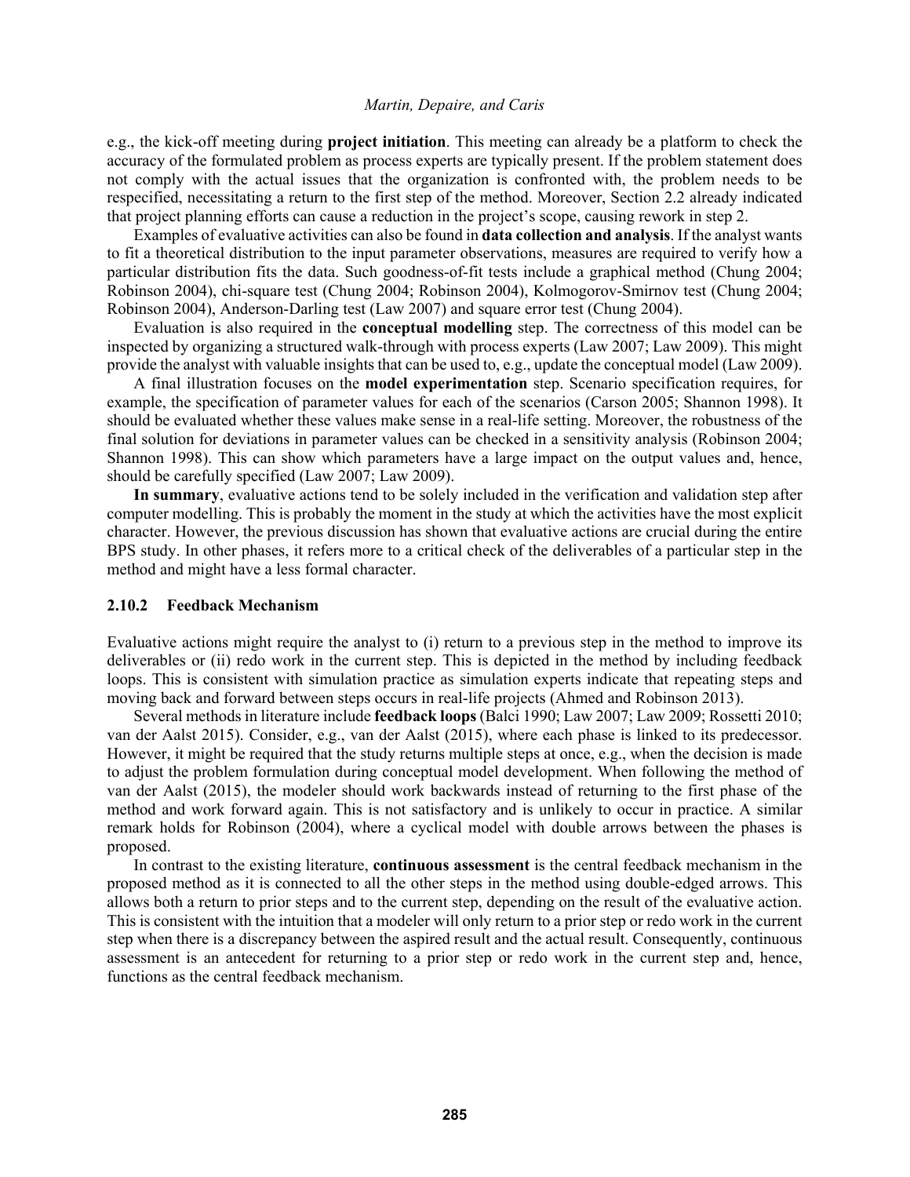e.g., the kick-off meeting during **project initiation**. This meeting can already be a platform to check the accuracy of the formulated problem as process experts are typically present. If the problem statement does not comply with the actual issues that the organization is confronted with, the problem needs to be respecified, necessitating a return to the first step of the method. Moreover, Section 2.2 already indicated that project planning efforts can cause a reduction in the project's scope, causing rework in step 2.

Examples of evaluative activities can also be found in **data collection and analysis**. If the analyst wants to fit a theoretical distribution to the input parameter observations, measures are required to verify how a particular distribution fits the data. Such goodness-of-fit tests include a graphical method (Chung 2004; Robinson 2004), chi-square test (Chung 2004; Robinson 2004), Kolmogorov-Smirnov test (Chung 2004; Robinson 2004), Anderson-Darling test (Law 2007) and square error test (Chung 2004).

Evaluation is also required in the **conceptual modelling** step. The correctness of this model can be inspected by organizing a structured walk-through with process experts (Law 2007; Law 2009). This might provide the analyst with valuable insights that can be used to, e.g., update the conceptual model (Law 2009).

A final illustration focuses on the **model experimentation** step. Scenario specification requires, for example, the specification of parameter values for each of the scenarios (Carson 2005; Shannon 1998). It should be evaluated whether these values make sense in a real-life setting. Moreover, the robustness of the final solution for deviations in parameter values can be checked in a sensitivity analysis (Robinson 2004; Shannon 1998). This can show which parameters have a large impact on the output values and, hence, should be carefully specified (Law 2007; Law 2009).

**In summary**, evaluative actions tend to be solely included in the verification and validation step after computer modelling. This is probably the moment in the study at which the activities have the most explicit character. However, the previous discussion has shown that evaluative actions are crucial during the entire BPS study. In other phases, it refers more to a critical check of the deliverables of a particular step in the method and might have a less formal character.

### 2.10.2 Feedback Mechanism

Evaluative actions might require the analyst to (i) return to a previous step in the method to improve its deliverables or (ii) redo work in the current step. This is depicted in the method by including feedback loops. This is consistent with simulation practice as simulation experts indicate that repeating steps and moving back and forward between steps occurs in real-life projects (Ahmed and Robinson 2013).

Several methods in literature include **feedback loops** (Balci 1990; Law 2007; Law 2009; Rossetti 2010; van der Aalst 2015). Consider, e.g., van der Aalst (2015), where each phase is linked to its predecessor. However, it might be required that the study returns multiple steps at once, e.g., when the decision is made to adjust the problem formulation during conceptual model development. When following the method of van der Aalst (2015), the modeler should work backwards instead of returning to the first phase of the method and work forward again. This is not satisfactory and is unlikely to occur in practice. A similar remark holds for Robinson (2004), where a cyclical model with double arrows between the phases is proposed.

In contrast to the existing literature, **continuous assessment** is the central feedback mechanism in the proposed method as it is connected to all the other steps in the method using double-edged arrows. This allows both a return to prior steps and to the current step, depending on the result of the evaluative action. This is consistent with the intuition that a modeler will only return to a prior step or redo work in the current step when there is a discrepancy between the aspired result and the actual result. Consequently, continuous assessment is an antecedent for returning to a prior step or redo work in the current step and, hence, functions as the central feedback mechanism.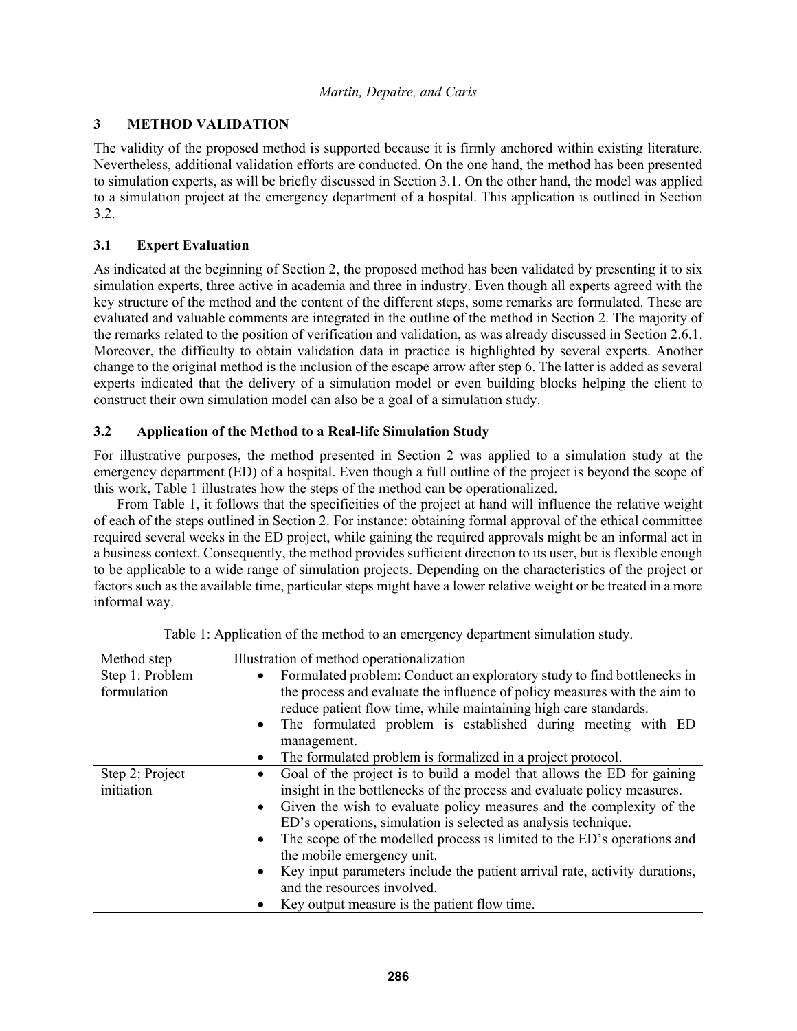## 3 METHOD VALIDATION

The validity of the proposed method is supported because it is firmly anchored within existing literature. Nevertheless, additional validation efforts are conducted. On the one hand, the method has been presented to simulation experts, as will be briefly discussed in Section 3.1. On the other hand, the model was applied to a simulation project at the emergency department of a hospital. This application is outlined in Section 3.2.

### 3.1 Expert Evaluation

As indicated at the beginning of Section 2, the proposed method has been validated by presenting it to six simulation experts, three active in academia and three in industry. Even though all experts agreed with the key structure of the method and the content of the different steps, some remarks are formulated. These are evaluated and valuable comments are integrated in the outline of the method in Section 2. The majority of the remarks related to the position of verification and validation, as was already discussed in Section 2.6.1. Moreover, the difficulty to obtain validation data in practice is highlighted by several experts. Another change to the original method is the inclusion of the escape arrow after step 6. The latter is added as several experts indicated that the delivery of a simulation model or even building blocks helping the client to construct their own simulation model can also be a goal of a simulation study.

### 3.2 Application of the Method to a Real-life Simulation Study

For illustrative purposes, the method presented in Section 2 was applied to a simulation study at the emergency department (ED) of a hospital. Even though a full outline of the project is beyond the scope of this work, Table 1 illustrates how the steps of the method can be operationalized.

From Table 1, it follows that the specificities of the project at hand will influence the relative weight of each of the steps outlined in Section 2. For instance: obtaining formal approval of the ethical committee required several weeks in the ED project, while gaining the required approvals might be an informal act in a business context. Consequently, the method provides sufficient direction to its user, but is flexible enough to be applicable to a wide range of simulation projects. Depending on the characteristics of the project or factors such as the available time, particular steps might have a lower relative weight or be treated in a more informal way.

Table 1: Application of the method to an emergency department simulation study.

| Method step | Illustration of method operationalization |
|---|---|
| Step 1: Problem formulation | • Formulated problem: Conduct an exploratory study to find bottlenecks in the process and evaluate the influence of policy measures with the aim to reduce patient flow time, while maintaining high care standards.<br>• The formulated problem is established during meeting with ED management.<br>• The formulated problem is formalized in a project protocol. |
| Step 2: Project initiation | • Goal of the project is to build a model that allows the ED for gaining insight in the bottlenecks of the process and evaluate policy measures.<br>• Given the wish to evaluate policy measures and the complexity of the ED's operations, simulation is selected as analysis technique.<br>• The scope of the modelled process is limited to the ED's operations and the mobile emergency unit.<br>• Key input parameters include the patient arrival rate, activity durations, and the resources involved.<br>• Key output measure is the patient flow time. |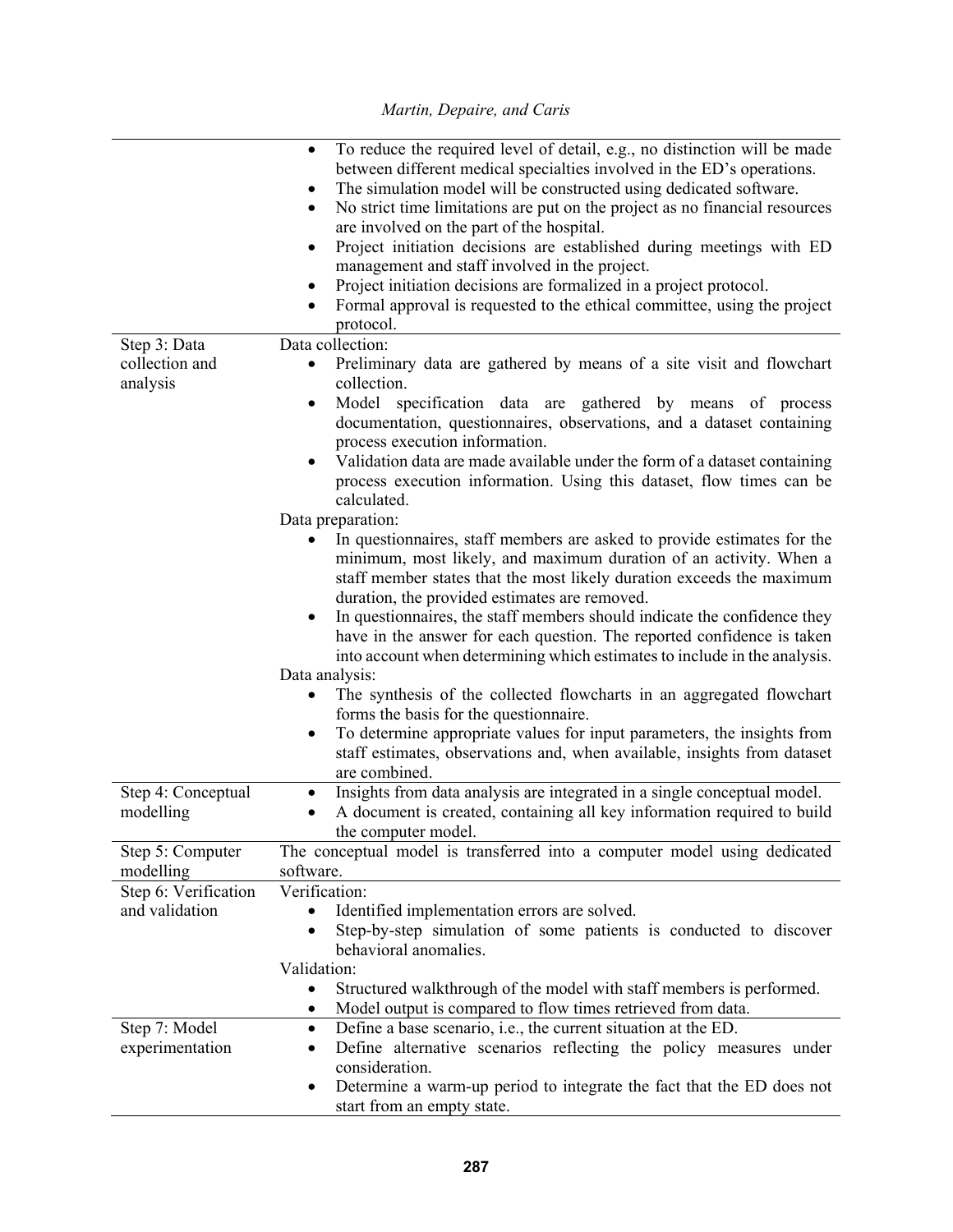| | |
|---|---|
| | • To reduce the required level of detail, e.g., no distinction will be made between different medical specialties involved in the ED's operations.<br>• The simulation model will be constructed using dedicated software.<br>• No strict time limitations are put on the project as no financial resources are involved on the part of the hospital.<br>• Project initiation decisions are established during meetings with ED management and staff involved in the project.<br>• Project initiation decisions are formalized in a project protocol.<br>• Formal approval is requested to the ethical committee, using the project protocol. |
| Step 3: Data collection and analysis | Data collection:<br>• Preliminary data are gathered by means of a site visit and flowchart collection.<br>• Model specification data are gathered by means of process documentation, questionnaires, observations, and a dataset containing process execution information.<br>• Validation data are made available under the form of a dataset containing process execution information. Using this dataset, flow times can be calculated.<br>Data preparation:<br>• In questionnaires, staff members are asked to provide estimates for the minimum, most likely, and maximum duration of an activity. When a staff member states that the most likely duration exceeds the maximum duration, the provided estimates are removed.<br>• In questionnaires, the staff members should indicate the confidence they have in the answer for each question. The reported confidence is taken into account when determining which estimates to include in the analysis.<br>Data analysis:<br>• The synthesis of the collected flowcharts in an aggregated flowchart forms the basis for the questionnaire.<br>• To determine appropriate values for input parameters, the insights from staff estimates, observations and, when available, insights from dataset are combined. |
| Step 4: Conceptual modelling | • Insights from data analysis are integrated in a single conceptual model.<br>• A document is created, containing all key information required to build the computer model. |
| Step 5: Computer modelling | The conceptual model is transferred into a computer model using dedicated software. |
| Step 6: Verification and validation | Verification:<br>• Identified implementation errors are solved.<br>• Step-by-step simulation of some patients is conducted to discover behavioral anomalies.<br>Validation:<br>• Structured walkthrough of the model with staff members is performed.<br>• Model output is compared to flow times retrieved from data. |
| Step 7: Model experimentation | • Define a base scenario, i.e., the current situation at the ED.<br>• Define alternative scenarios reflecting the policy measures under consideration.<br>• Determine a warm-up period to integrate the fact that the ED does not start from an empty state. |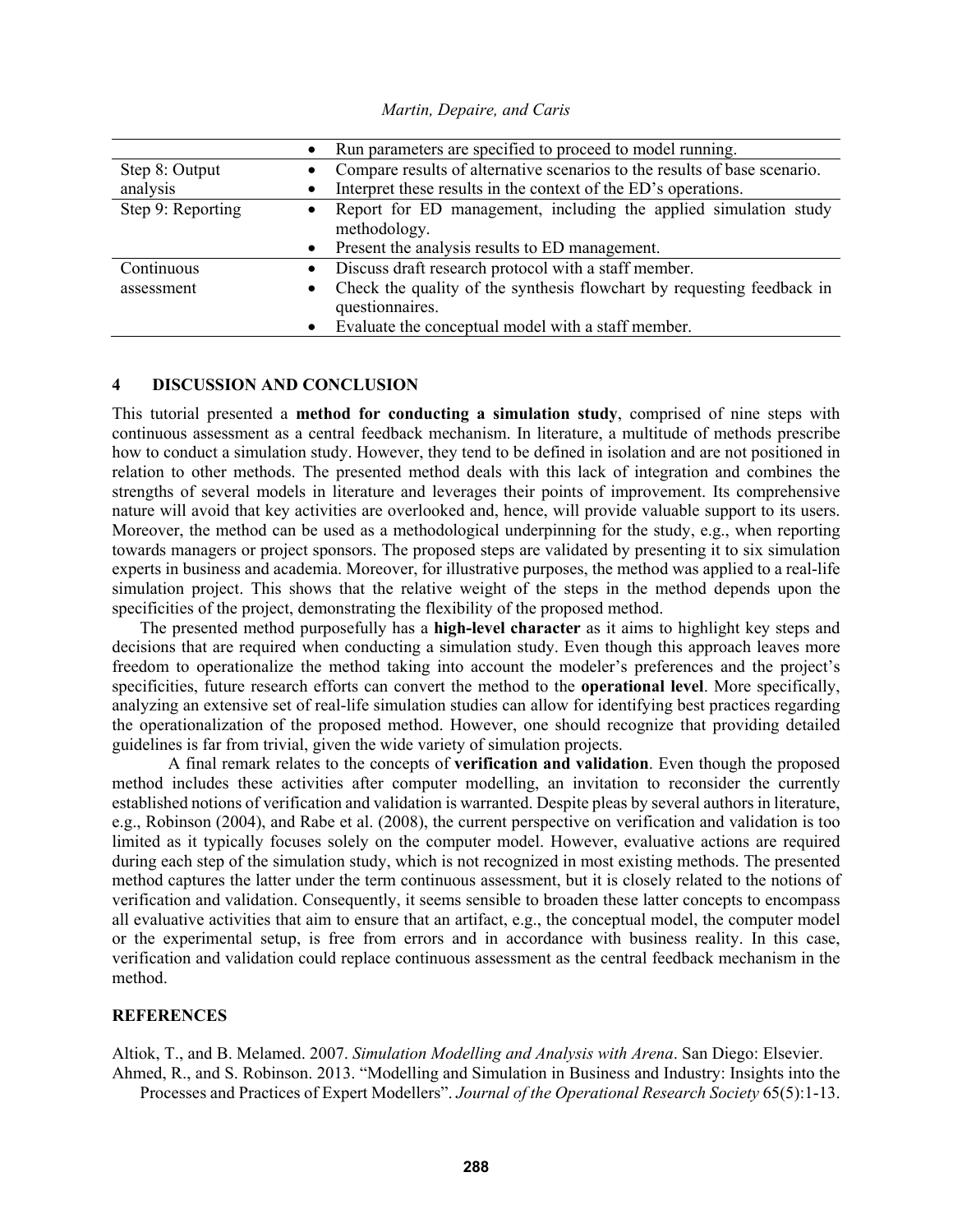| | |
|---|---|
| | • Run parameters are specified to proceed to model running. |
| Step 8: Output analysis | • Compare results of alternative scenarios to the results of base scenario.<br>• Interpret these results in the context of the ED's operations. |
| Step 9: Reporting | • Report for ED management, including the applied simulation study methodology.<br>• Present the analysis results to ED management. |
| Continuous assessment | • Discuss draft research protocol with a staff member.<br>• Check the quality of the synthesis flowchart by requesting feedback in questionnaires.<br>• Evaluate the conceptual model with a staff member. |

## 4 DISCUSSION AND CONCLUSION

This tutorial presented a **method for conducting a simulation study**, comprised of nine steps with continuous assessment as a central feedback mechanism. In literature, a multitude of methods prescribe how to conduct a simulation study. However, they tend to be defined in isolation and are not positioned in relation to other methods. The presented method deals with this lack of integration and combines the strengths of several models in literature and leverages their points of improvement. Its comprehensive nature will avoid that key activities are overlooked and, hence, will provide valuable support to its users. Moreover, the method can be used as a methodological underpinning for the study, e.g., when reporting towards managers or project sponsors. The proposed steps are validated by presenting it to six simulation experts in business and academia. Moreover, for illustrative purposes, the method was applied to a real-life simulation project. This shows that the relative weight of the steps in the method depends upon the specificities of the project, demonstrating the flexibility of the proposed method.

The presented method purposefully has a **high-level character** as it aims to highlight key steps and decisions that are required when conducting a simulation study. Even though this approach leaves more freedom to operationalize the method taking into account the modeler's preferences and the project's specificities, future research efforts can convert the method to the **operational level**. More specifically, analyzing an extensive set of real-life simulation studies can allow for identifying best practices regarding the operationalization of the proposed method. However, one should recognize that providing detailed guidelines is far from trivial, given the wide variety of simulation projects.

A final remark relates to the concepts of **verification and validation**. Even though the proposed method includes these activities after computer modelling, an invitation to reconsider the currently established notions of verification and validation is warranted. Despite pleas by several authors in literature, e.g., Robinson (2004), and Rabe et al. (2008), the current perspective on verification and validation is too limited as it typically focuses solely on the computer model. However, evaluative actions are required during each step of the simulation study, which is not recognized in most existing methods. The presented method captures the latter under the term continuous assessment, but it is closely related to the notions of verification and validation. Consequently, it seems sensible to broaden these latter concepts to encompass all evaluative activities that aim to ensure that an artifact, e.g., the conceptual model, the computer model or the experimental setup, is free from errors and in accordance with business reality. In this case, verification and validation could replace continuous assessment as the central feedback mechanism in the method.

## REFERENCES

Altiok, T., and B. Melamed. 2007. *Simulation Modelling and Analysis with Arena*. San Diego: Elsevier.

Ahmed, R., and S. Robinson. 2013. "Modelling and Simulation in Business and Industry: Insights into the Processes and Practices of Expert Modellers". *Journal of the Operational Research Society* 65(5):1-13.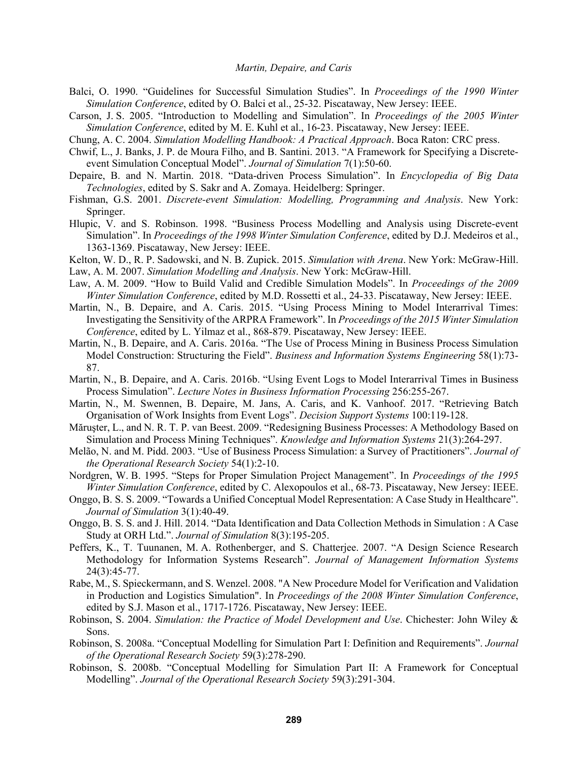Balci, O. 1990. "Guidelines for Successful Simulation Studies". In *Proceedings of the 1990 Winter Simulation Conference*, edited by O. Balci et al., 25-32. Piscataway, New Jersey: IEEE.

Carson, J. S. 2005. "Introduction to Modelling and Simulation". In *Proceedings of the 2005 Winter Simulation Conference*, edited by M. E. Kuhl et al., 16-23. Piscataway, New Jersey: IEEE.

Chung, A. C. 2004. *Simulation Modelling Handbook: A Practical Approach*. Boca Raton: CRC press.

Chwif, L., J. Banks, J. P. de Moura Filho, and B. Santini. 2013. "A Framework for Specifying a Discrete-event Simulation Conceptual Model". *Journal of Simulation* 7(1):50-60.

Depaire, B. and N. Martin. 2018. "Data-driven Process Simulation". In *Encyclopedia of Big Data Technologies*, edited by S. Sakr and A. Zomaya. Heidelberg: Springer.

Fishman, G.S. 2001. *Discrete-event Simulation: Modelling, Programming and Analysis*. New York: Springer.

Hlupic, V. and S. Robinson. 1998. "Business Process Modelling and Analysis using Discrete-event Simulation". In *Proceedings of the 1998 Winter Simulation Conference*, edited by D.J. Medeiros et al., 1363-1369. Piscataway, New Jersey: IEEE.

Kelton, W. D., R. P. Sadowski, and N. B. Zupick. 2015. *Simulation with Arena*. New York: McGraw-Hill.

Law, A. M. 2007. *Simulation Modelling and Analysis*. New York: McGraw-Hill.

Law, A. M. 2009. "How to Build Valid and Credible Simulation Models". In *Proceedings of the 2009 Winter Simulation Conference*, edited by M.D. Rossetti et al., 24-33. Piscataway, New Jersey: IEEE.

Martin, N., B. Depaire, and A. Caris. 2015. "Using Process Mining to Model Interarrival Times: Investigating the Sensitivity of the ARPRA Framework". In *Proceedings of the 2015 Winter Simulation Conference*, edited by L. Yilmaz et al., 868-879. Piscataway, New Jersey: IEEE.

Martin, N., B. Depaire, and A. Caris. 2016a. "The Use of Process Mining in Business Process Simulation Model Construction: Structuring the Field". *Business and Information Systems Engineering* 58(1):73-87.

Martin, N., B. Depaire, and A. Caris. 2016b. "Using Event Logs to Model Interarrival Times in Business Process Simulation". *Lecture Notes in Business Information Processing* 256:255-267.

Martin, N., M. Swennen, B. Depaire, M. Jans, A. Caris, and K. Vanhoof. 2017. "Retrieving Batch Organisation of Work Insights from Event Logs". *Decision Support Systems* 100:119-128.

Măruşter, L., and N. R. T. P. van Beest. 2009. "Redesigning Business Processes: A Methodology Based on Simulation and Process Mining Techniques". *Knowledge and Information Systems* 21(3):264-297.

Melão, N. and M. Pidd. 2003. "Use of Business Process Simulation: a Survey of Practitioners". *Journal of the Operational Research Society* 54(1):2-10.

Nordgren, W. B. 1995. "Steps for Proper Simulation Project Management". In *Proceedings of the 1995 Winter Simulation Conference*, edited by C. Alexopoulos et al., 68-73. Piscataway, New Jersey: IEEE.

Onggo, B. S. S. 2009. "Towards a Unified Conceptual Model Representation: A Case Study in Healthcare". *Journal of Simulation* 3(1):40-49.

Onggo, B. S. S. and J. Hill. 2014. "Data Identification and Data Collection Methods in Simulation : A Case Study at ORH Ltd.". *Journal of Simulation* 8(3):195-205.

Peffers, K., T. Tuunanen, M. A. Rothenberger, and S. Chatterjee. 2007. "A Design Science Research Methodology for Information Systems Research". *Journal of Management Information Systems* 24(3):45-77.

Rabe, M., S. Spieckermann, and S. Wenzel. 2008. "A New Procedure Model for Verification and Validation in Production and Logistics Simulation". In *Proceedings of the 2008 Winter Simulation Conference*, edited by S.J. Mason et al., 1717-1726. Piscataway, New Jersey: IEEE.

Robinson, S. 2004. *Simulation: the Practice of Model Development and Use*. Chichester: John Wiley & Sons.

Robinson, S. 2008a. "Conceptual Modelling for Simulation Part I: Definition and Requirements". *Journal of the Operational Research Society* 59(3):278-290.

Robinson, S. 2008b. "Conceptual Modelling for Simulation Part II: A Framework for Conceptual Modelling". *Journal of the Operational Research Society* 59(3):291-304.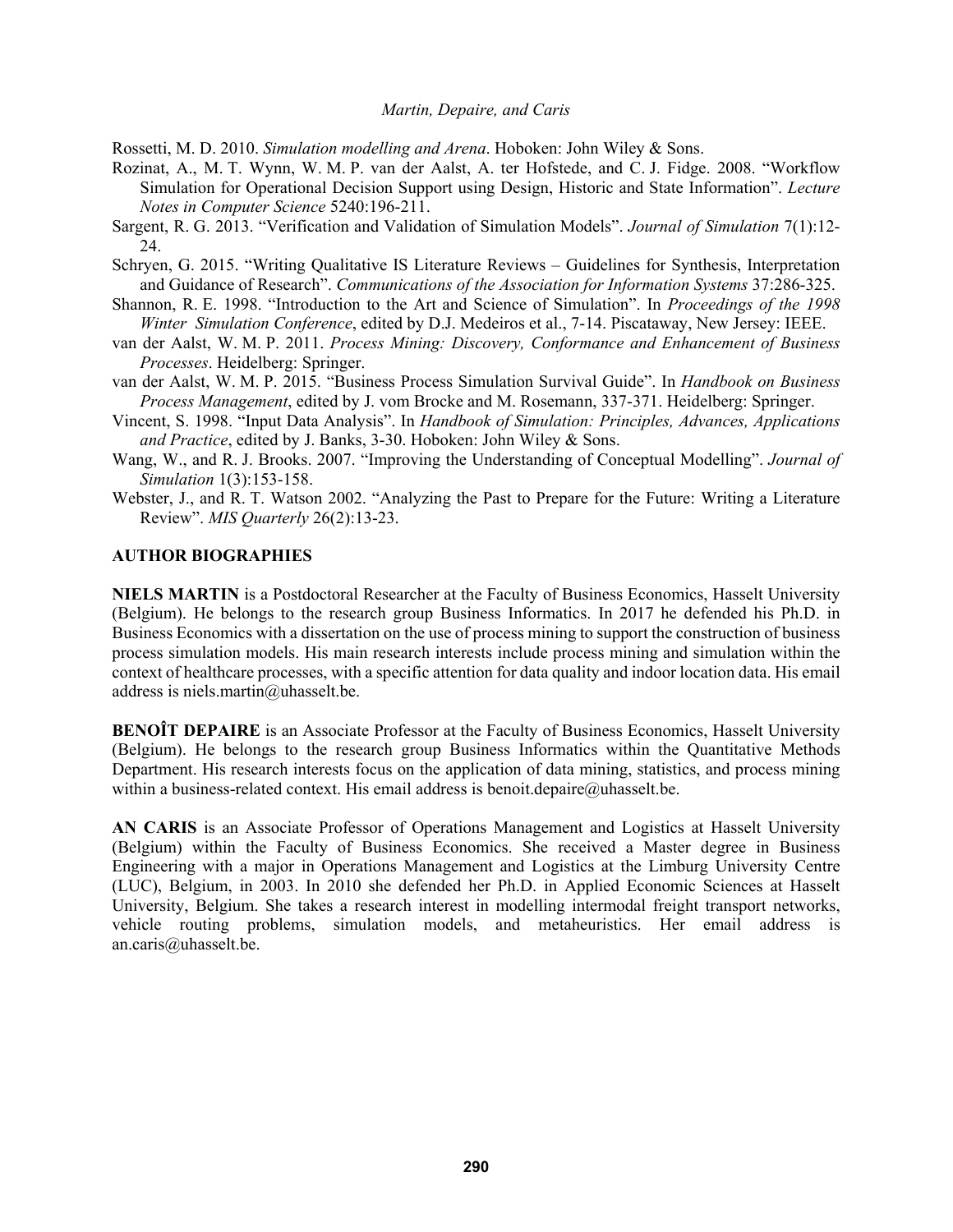Rossetti, M. D. 2010. *Simulation modelling and Arena*. Hoboken: John Wiley & Sons.

Rozinat, A., M. T. Wynn, W. M. P. van der Aalst, A. ter Hofstede, and C. J. Fidge. 2008. "Workflow Simulation for Operational Decision Support using Design, Historic and State Information". *Lecture Notes in Computer Science* 5240:196-211.

Sargent, R. G. 2013. "Verification and Validation of Simulation Models". *Journal of Simulation* 7(1):12-24.

Schryen, G. 2015. "Writing Qualitative IS Literature Reviews – Guidelines for Synthesis, Interpretation and Guidance of Research". *Communications of the Association for Information Systems* 37:286-325.

Shannon, R. E. 1998. "Introduction to the Art and Science of Simulation". In *Proceedings of the 1998 Winter Simulation Conference*, edited by D.J. Medeiros et al., 7-14. Piscataway, New Jersey: IEEE.

van der Aalst, W. M. P. 2011. *Process Mining: Discovery, Conformance and Enhancement of Business Processes*. Heidelberg: Springer.

van der Aalst, W. M. P. 2015. "Business Process Simulation Survival Guide". In *Handbook on Business Process Management*, edited by J. vom Brocke and M. Rosemann, 337-371. Heidelberg: Springer.

Vincent, S. 1998. "Input Data Analysis". In *Handbook of Simulation: Principles, Advances, Applications and Practice*, edited by J. Banks, 3-30. Hoboken: John Wiley & Sons.

Wang, W., and R. J. Brooks. 2007. "Improving the Understanding of Conceptual Modelling". *Journal of Simulation* 1(3):153-158.

Webster, J., and R. T. Watson 2002. "Analyzing the Past to Prepare for the Future: Writing a Literature Review". *MIS Quarterly* 26(2):13-23.

## AUTHOR BIOGRAPHIES

**NIELS MARTIN** is a Postdoctoral Researcher at the Faculty of Business Economics, Hasselt University (Belgium). He belongs to the research group Business Informatics. In 2017 he defended his Ph.D. in Business Economics with a dissertation on the use of process mining to support the construction of business process simulation models. His main research interests include process mining and simulation within the context of healthcare processes, with a specific attention for data quality and indoor location data. His email address is niels.martin@uhasselt.be.

**BENOÎT DEPAIRE** is an Associate Professor at the Faculty of Business Economics, Hasselt University (Belgium). He belongs to the research group Business Informatics within the Quantitative Methods Department. His research interests focus on the application of data mining, statistics, and process mining within a business-related context. His email address is benoit.depaire@uhasselt.be.

**AN CARIS** is an Associate Professor of Operations Management and Logistics at Hasselt University (Belgium) within the Faculty of Business Economics. She received a Master degree in Business Engineering with a major in Operations Management and Logistics at the Limburg University Centre (LUC), Belgium, in 2003. In 2010 she defended her Ph.D. in Applied Economic Sciences at Hasselt University, Belgium. She takes a research interest in modelling intermodal freight transport networks, vehicle routing problems, simulation models, and metaheuristics. Her email address is an.caris@uhasselt.be.